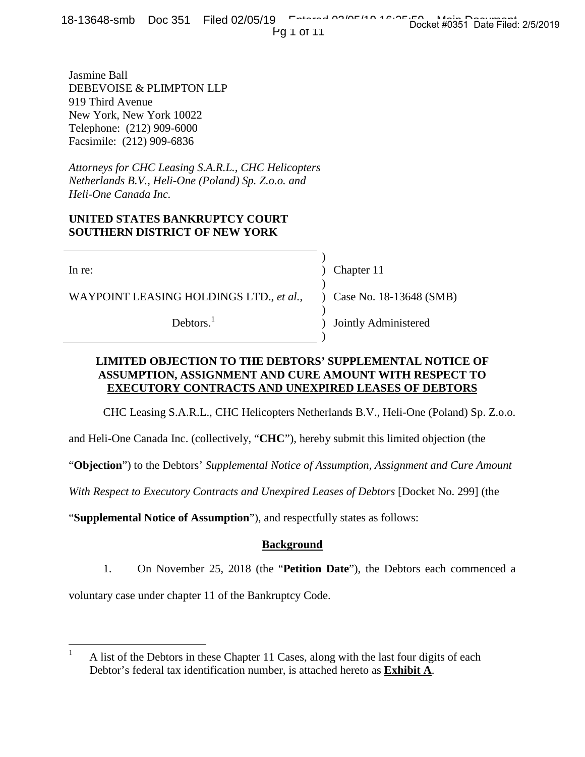Jasmine Ball
DEBEVOISE & PLIMPTON LLP
919 Third Avenue
New York, New York 10022
Telephone: (212) 909-6000
Facsimile: (212) 909-6836

*Attorneys for CHC Leasing S.A.R.L., CHC Helicopters Netherlands B.V., Heli-One (Poland) Sp. Z.o.o. and Heli-One Canada Inc.*

**UNITED STATES BANKRUPTCY COURT**
**SOUTHERN DISTRICT OF NEW YORK**

| | |
|---|---|
| In re: | Chapter 11 |
| WAYPOINT LEASING HOLDINGS LTD., *et al.*, | Case No. 18-13648 (SMB) |
| Debtors.[1] | Jointly Administered |

**LIMITED OBJECTION TO THE DEBTORS' SUPPLEMENTAL NOTICE OF ASSUMPTION, ASSIGNMENT AND CURE AMOUNT WITH RESPECT TO EXECUTORY CONTRACTS AND UNEXPIRED LEASES OF DEBTORS**

CHC Leasing S.A.R.L., CHC Helicopters Netherlands B.V., Heli-One (Poland) Sp. Z.o.o. and Heli-One Canada Inc. (collectively, "**CHC**"), hereby submit this limited objection (the "**Objection**") to the Debtors' *Supplemental Notice of Assumption, Assignment and Cure Amount With Respect to Executory Contracts and Unexpired Leases of Debtors* [Docket No. 299] (the "**Supplemental Notice of Assumption**"), and respectfully states as follows:

## Background

1. On November 25, 2018 (the "**Petition Date**"), the Debtors each commenced a voluntary case under chapter 11 of the Bankruptcy Code.

[1] A list of the Debtors in these Chapter 11 Cases, along with the last four digits of each Debtor's federal tax identification number, is attached hereto as **Exhibit A**.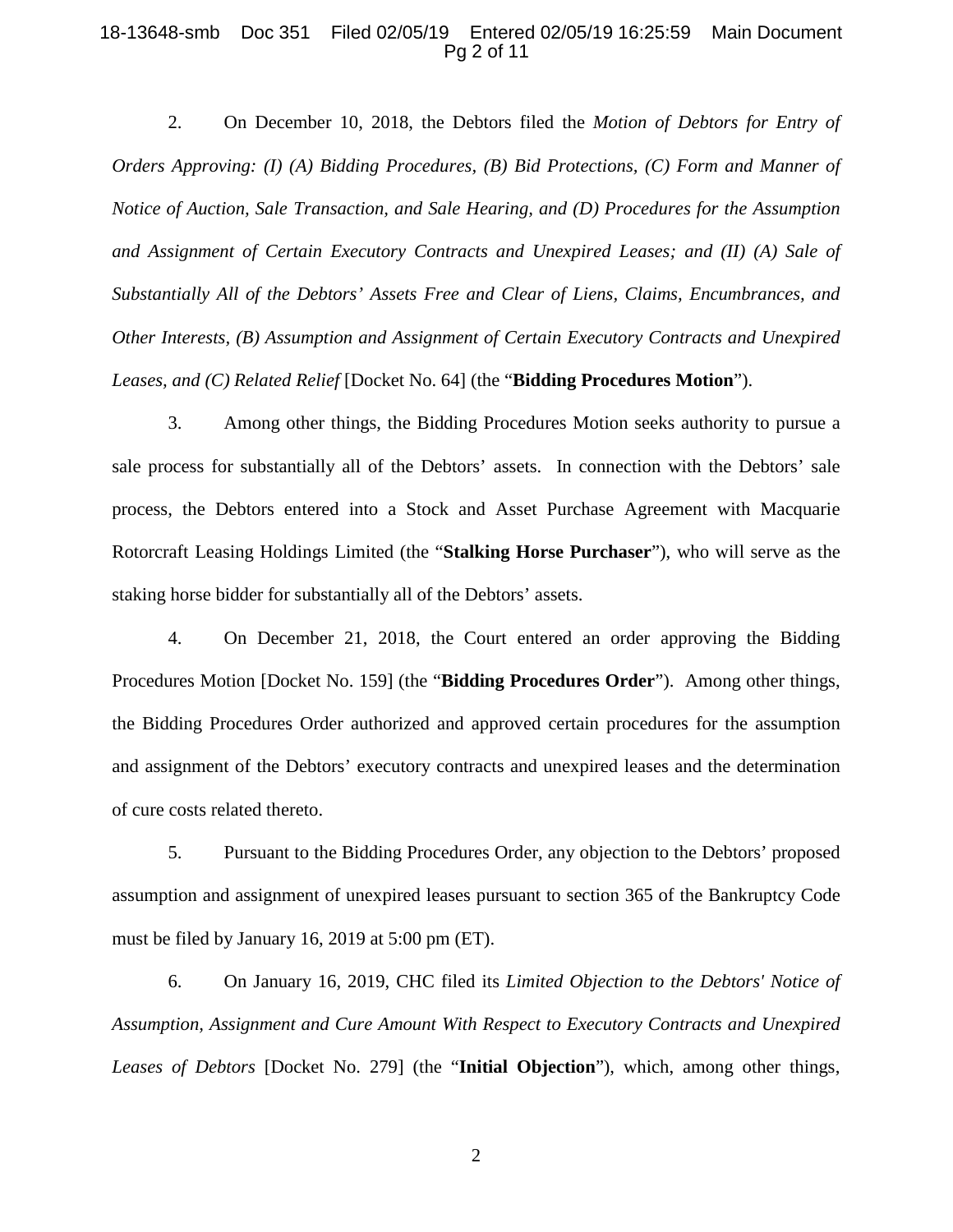2. On December 10, 2018, the Debtors filed the *Motion of Debtors for Entry of Orders Approving: (I) (A) Bidding Procedures, (B) Bid Protections, (C) Form and Manner of Notice of Auction, Sale Transaction, and Sale Hearing, and (D) Procedures for the Assumption and Assignment of Certain Executory Contracts and Unexpired Leases; and (II) (A) Sale of Substantially All of the Debtors' Assets Free and Clear of Liens, Claims, Encumbrances, and Other Interests, (B) Assumption and Assignment of Certain Executory Contracts and Unexpired Leases, and (C) Related Relief* [Docket No. 64] (the "**Bidding Procedures Motion**").

3. Among other things, the Bidding Procedures Motion seeks authority to pursue a sale process for substantially all of the Debtors' assets. In connection with the Debtors' sale process, the Debtors entered into a Stock and Asset Purchase Agreement with Macquarie Rotorcraft Leasing Holdings Limited (the "**Stalking Horse Purchaser**"), who will serve as the staking horse bidder for substantially all of the Debtors' assets.

4. On December 21, 2018, the Court entered an order approving the Bidding Procedures Motion [Docket No. 159] (the "**Bidding Procedures Order**"). Among other things, the Bidding Procedures Order authorized and approved certain procedures for the assumption and assignment of the Debtors' executory contracts and unexpired leases and the determination of cure costs related thereto.

5. Pursuant to the Bidding Procedures Order, any objection to the Debtors' proposed assumption and assignment of unexpired leases pursuant to section 365 of the Bankruptcy Code must be filed by January 16, 2019 at 5:00 pm (ET).

6. On January 16, 2019, CHC filed its *Limited Objection to the Debtors' Notice of Assumption, Assignment and Cure Amount With Respect to Executory Contracts and Unexpired Leases of Debtors* [Docket No. 279] (the "**Initial Objection**"), which, among other things,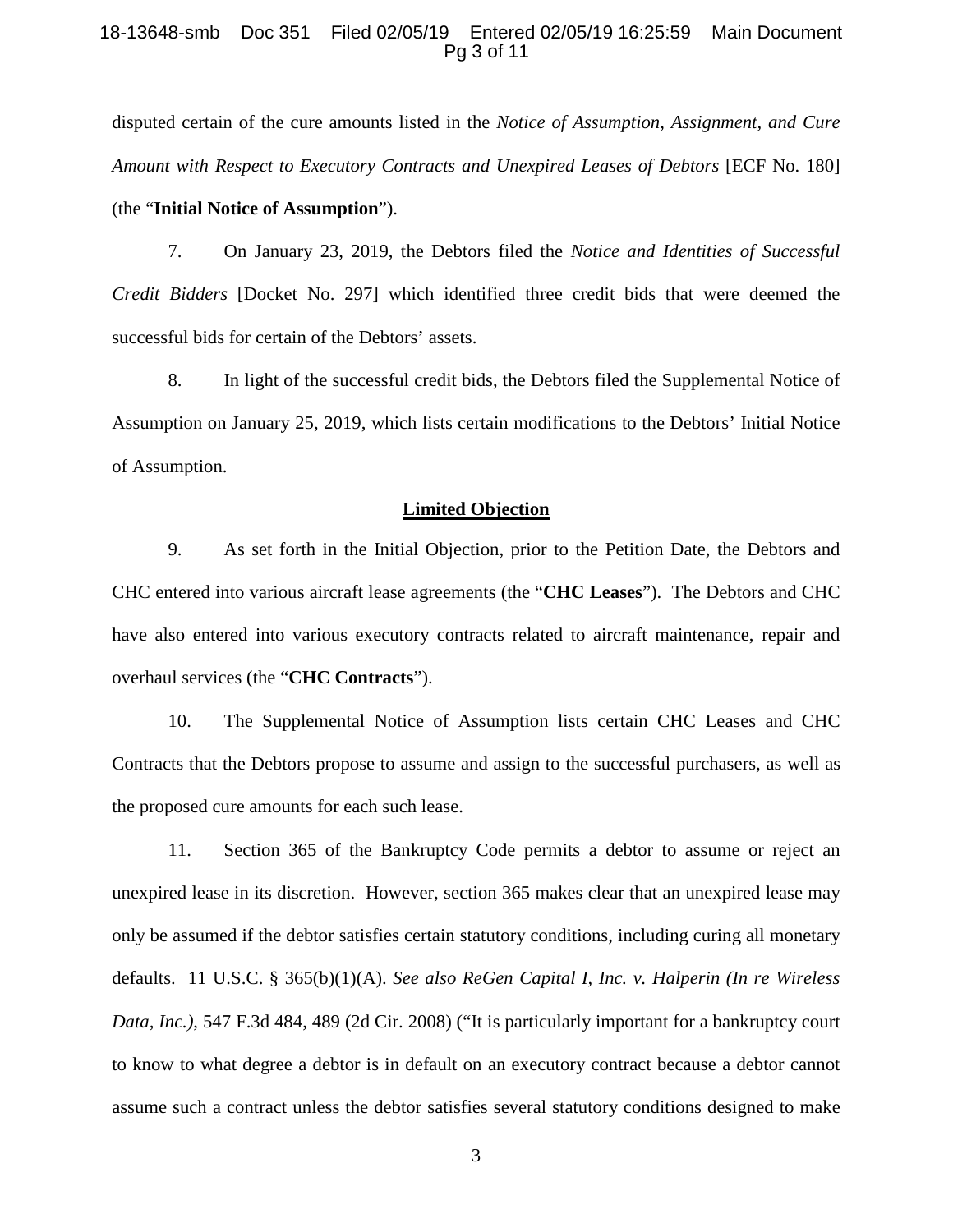disputed certain of the cure amounts listed in the *Notice of Assumption, Assignment, and Cure Amount with Respect to Executory Contracts and Unexpired Leases of Debtors* [ECF No. 180] (the "**Initial Notice of Assumption**").

7. On January 23, 2019, the Debtors filed the *Notice and Identities of Successful Credit Bidders* [Docket No. 297] which identified three credit bids that were deemed the successful bids for certain of the Debtors' assets.

8. In light of the successful credit bids, the Debtors filed the Supplemental Notice of Assumption on January 25, 2019, which lists certain modifications to the Debtors' Initial Notice of Assumption.

## Limited Objection

9. As set forth in the Initial Objection, prior to the Petition Date, the Debtors and CHC entered into various aircraft lease agreements (the "**CHC Leases**"). The Debtors and CHC have also entered into various executory contracts related to aircraft maintenance, repair and overhaul services (the "**CHC Contracts**").

10. The Supplemental Notice of Assumption lists certain CHC Leases and CHC Contracts that the Debtors propose to assume and assign to the successful purchasers, as well as the proposed cure amounts for each such lease.

11. Section 365 of the Bankruptcy Code permits a debtor to assume or reject an unexpired lease in its discretion. However, section 365 makes clear that an unexpired lease may only be assumed if the debtor satisfies certain statutory conditions, including curing all monetary defaults. 11 U.S.C. § 365(b)(1)(A). *See also ReGen Capital I, Inc. v. Halperin (In re Wireless Data, Inc.)*, 547 F.3d 484, 489 (2d Cir. 2008) ("It is particularly important for a bankruptcy court to know to what degree a debtor is in default on an executory contract because a debtor cannot assume such a contract unless the debtor satisfies several statutory conditions designed to make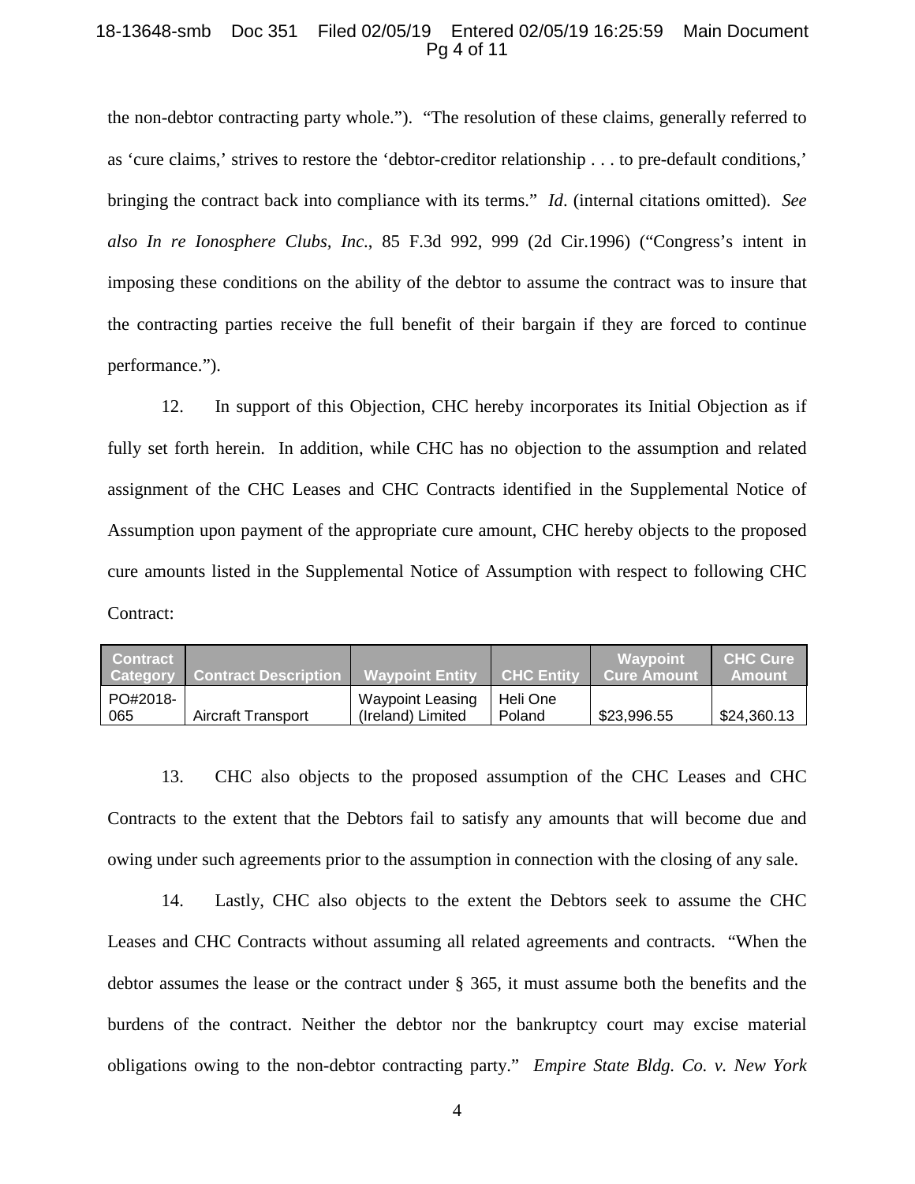the non-debtor contracting party whole."). "The resolution of these claims, generally referred to as 'cure claims,' strives to restore the 'debtor-creditor relationship . . . to pre-default conditions,' bringing the contract back into compliance with its terms." *Id*. (internal citations omitted). *See also In re Ionosphere Clubs, Inc.*, 85 F.3d 992, 999 (2d Cir.1996) ("Congress's intent in imposing these conditions on the ability of the debtor to assume the contract was to insure that the contracting parties receive the full benefit of their bargain if they are forced to continue performance.").

12. In support of this Objection, CHC hereby incorporates its Initial Objection as if fully set forth herein. In addition, while CHC has no objection to the assumption and related assignment of the CHC Leases and CHC Contracts identified in the Supplemental Notice of Assumption upon payment of the appropriate cure amount, CHC hereby objects to the proposed cure amounts listed in the Supplemental Notice of Assumption with respect to following CHC Contract:

| Contract Category | Contract Description | Waypoint Entity | CHC Entity | Waypoint Cure Amount | CHC Cure Amount |
|---|---|---|---|---|---|
| PO#2018-065 | Aircraft Transport | Waypoint Leasing (Ireland) Limited | Heli One Poland | $23,996.55 | $24,360.13 |

13. CHC also objects to the proposed assumption of the CHC Leases and CHC Contracts to the extent that the Debtors fail to satisfy any amounts that will become due and owing under such agreements prior to the assumption in connection with the closing of any sale.

14. Lastly, CHC also objects to the extent the Debtors seek to assume the CHC Leases and CHC Contracts without assuming all related agreements and contracts. "When the debtor assumes the lease or the contract under § 365, it must assume both the benefits and the burdens of the contract. Neither the debtor nor the bankruptcy court may excise material obligations owing to the non-debtor contracting party." *Empire State Bldg. Co. v. New York*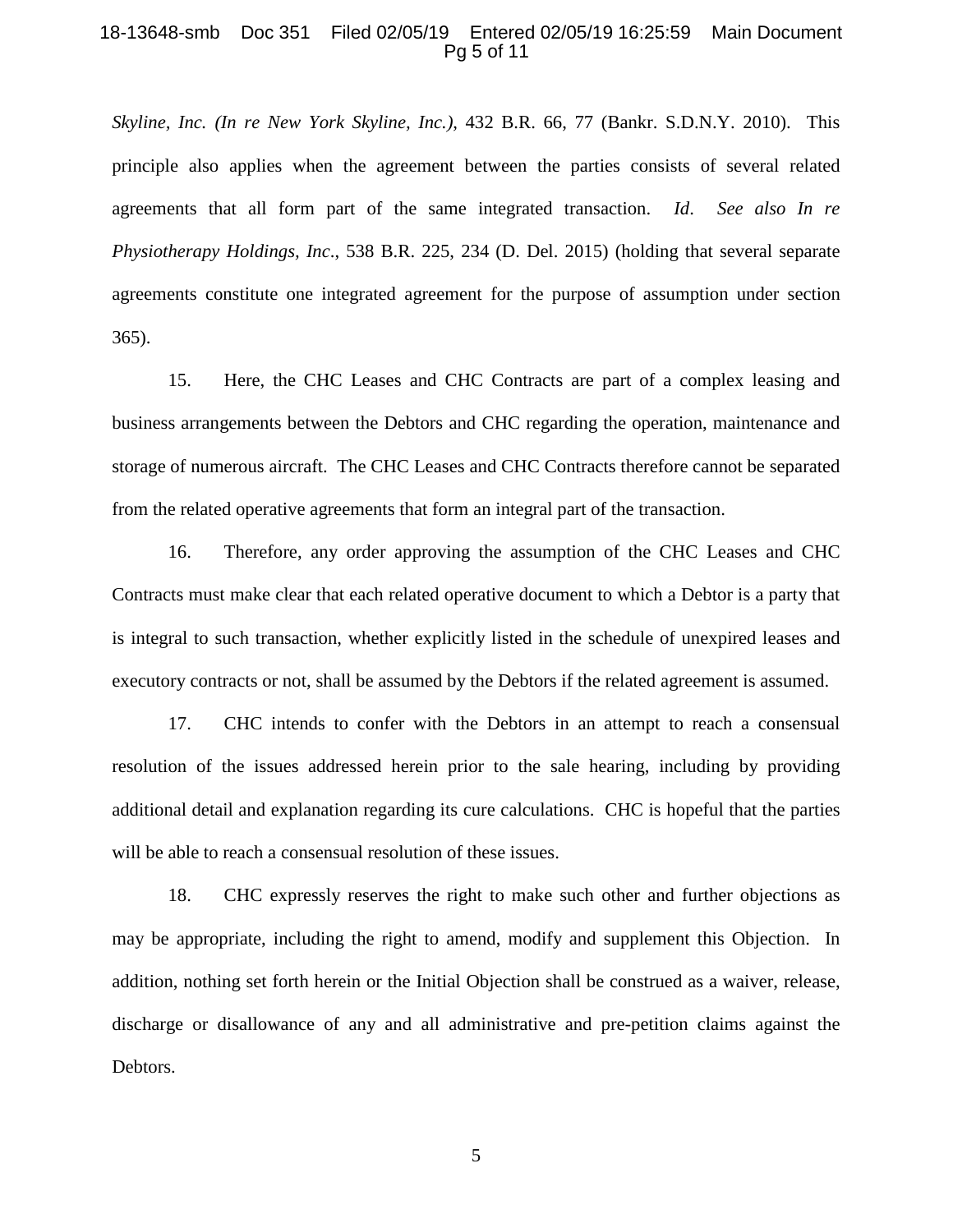*Skyline, Inc. (In re New York Skyline, Inc.)*, 432 B.R. 66, 77 (Bankr. S.D.N.Y. 2010). This principle also applies when the agreement between the parties consists of several related agreements that all form part of the same integrated transaction. *Id*. *See also In re Physiotherapy Holdings, Inc*., 538 B.R. 225, 234 (D. Del. 2015) (holding that several separate agreements constitute one integrated agreement for the purpose of assumption under section 365).

15. Here, the CHC Leases and CHC Contracts are part of a complex leasing and business arrangements between the Debtors and CHC regarding the operation, maintenance and storage of numerous aircraft. The CHC Leases and CHC Contracts therefore cannot be separated from the related operative agreements that form an integral part of the transaction.

16. Therefore, any order approving the assumption of the CHC Leases and CHC Contracts must make clear that each related operative document to which a Debtor is a party that is integral to such transaction, whether explicitly listed in the schedule of unexpired leases and executory contracts or not, shall be assumed by the Debtors if the related agreement is assumed.

17. CHC intends to confer with the Debtors in an attempt to reach a consensual resolution of the issues addressed herein prior to the sale hearing, including by providing additional detail and explanation regarding its cure calculations. CHC is hopeful that the parties will be able to reach a consensual resolution of these issues.

18. CHC expressly reserves the right to make such other and further objections as may be appropriate, including the right to amend, modify and supplement this Objection. In addition, nothing set forth herein or the Initial Objection shall be construed as a waiver, release, discharge or disallowance of any and all administrative and pre-petition claims against the Debtors.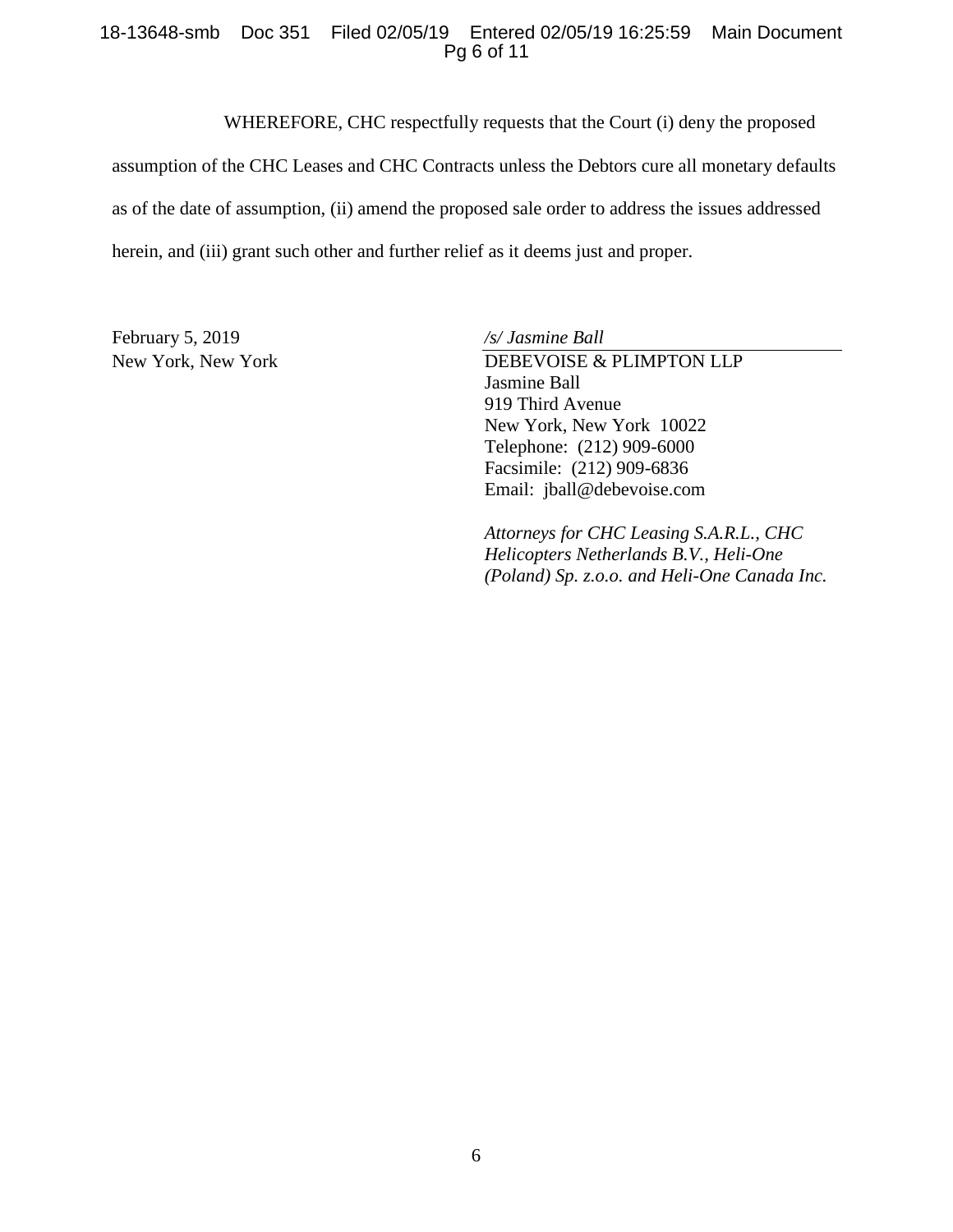WHEREFORE, CHC respectfully requests that the Court (i) deny the proposed assumption of the CHC Leases and CHC Contracts unless the Debtors cure all monetary defaults as of the date of assumption, (ii) amend the proposed sale order to address the issues addressed herein, and (iii) grant such other and further relief as it deems just and proper.

February 5, 2019
New York, New York

*/s/ Jasmine Ball*
DEBEVOISE & PLIMPTON LLP
Jasmine Ball
919 Third Avenue
New York, New York 10022
Telephone: (212) 909-6000
Facsimile: (212) 909-6836
Email: jball@debevoise.com

*Attorneys for CHC Leasing S.A.R.L., CHC Helicopters Netherlands B.V., Heli-One (Poland) Sp. z.o.o. and Heli-One Canada Inc.*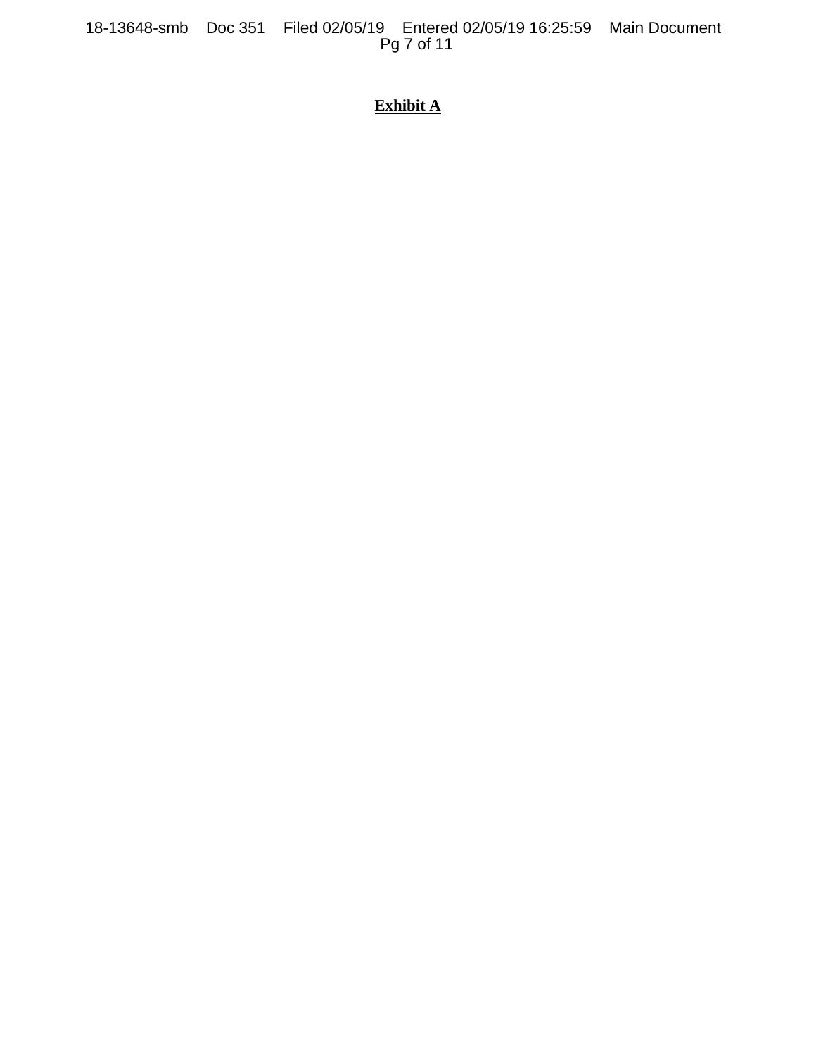**Exhibit A**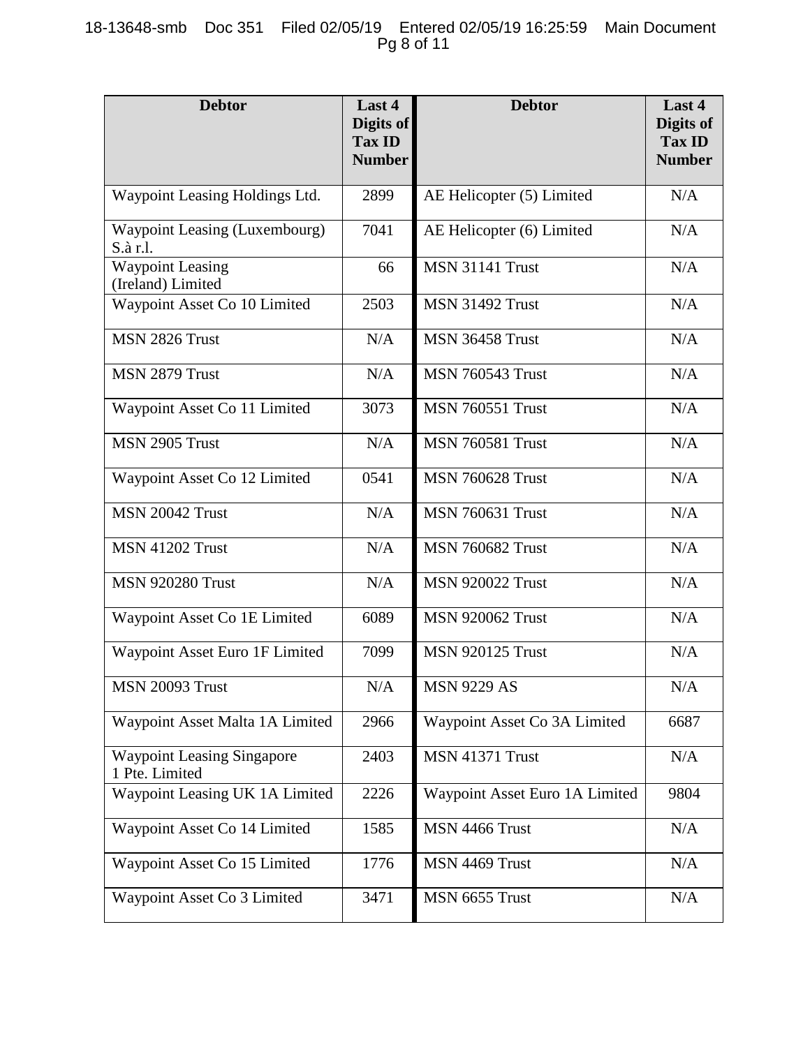| Debtor | Last 4 Digits of Tax ID Number | Debtor | Last 4 Digits of Tax ID Number |
|---|---|---|---|
| Waypoint Leasing Holdings Ltd. | 2899 | AE Helicopter (5) Limited | N/A |
| Waypoint Leasing (Luxembourg) S.à r.l. | 7041 | AE Helicopter (6) Limited | N/A |
| Waypoint Leasing (Ireland) Limited | 66 | MSN 31141 Trust | N/A |
| Waypoint Asset Co 10 Limited | 2503 | MSN 31492 Trust | N/A |
| MSN 2826 Trust | N/A | MSN 36458 Trust | N/A |
| MSN 2879 Trust | N/A | MSN 760543 Trust | N/A |
| Waypoint Asset Co 11 Limited | 3073 | MSN 760551 Trust | N/A |
| MSN 2905 Trust | N/A | MSN 760581 Trust | N/A |
| Waypoint Asset Co 12 Limited | 0541 | MSN 760628 Trust | N/A |
| MSN 20042 Trust | N/A | MSN 760631 Trust | N/A |
| MSN 41202 Trust | N/A | MSN 760682 Trust | N/A |
| MSN 920280 Trust | N/A | MSN 920022 Trust | N/A |
| Waypoint Asset Co 1E Limited | 6089 | MSN 920062 Trust | N/A |
| Waypoint Asset Euro 1F Limited | 7099 | MSN 920125 Trust | N/A |
| MSN 20093 Trust | N/A | MSN 9229 AS | N/A |
| Waypoint Asset Malta 1A Limited | 2966 | Waypoint Asset Co 3A Limited | 6687 |
| Waypoint Leasing Singapore 1 Pte. Limited | 2403 | MSN 41371 Trust | N/A |
| Waypoint Leasing UK 1A Limited | 2226 | Waypoint Asset Euro 1A Limited | 9804 |
| Waypoint Asset Co 14 Limited | 1585 | MSN 4466 Trust | N/A |
| Waypoint Asset Co 15 Limited | 1776 | MSN 4469 Trust | N/A |
| Waypoint Asset Co 3 Limited | 3471 | MSN 6655 Trust | N/A |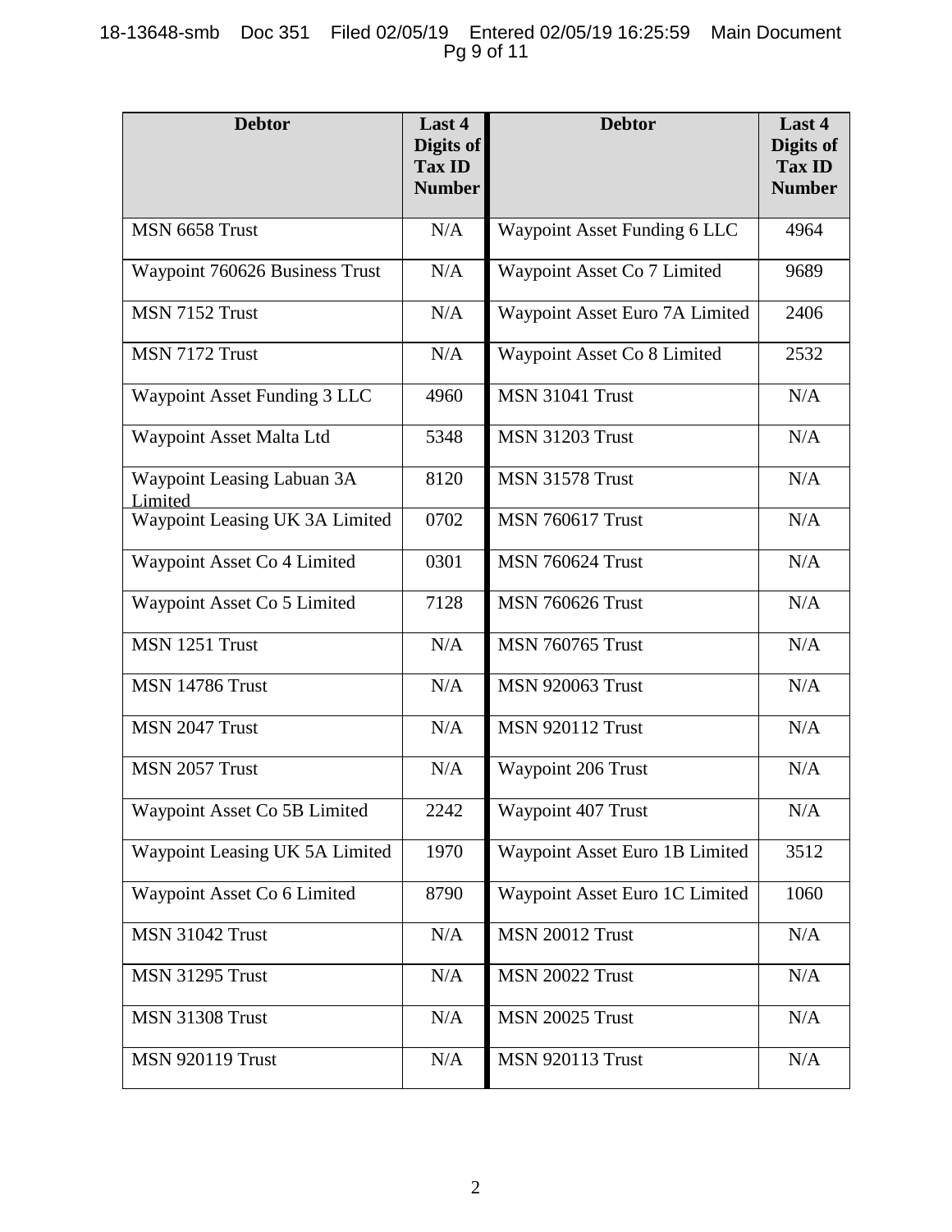| Debtor | Last 4 Digits of Tax ID Number | Debtor | Last 4 Digits of Tax ID Number |
|---|---|---|---|
| MSN 6658 Trust | N/A | Waypoint Asset Funding 6 LLC | 4964 |
| Waypoint 760626 Business Trust | N/A | Waypoint Asset Co 7 Limited | 9689 |
| MSN 7152 Trust | N/A | Waypoint Asset Euro 7A Limited | 2406 |
| MSN 7172 Trust | N/A | Waypoint Asset Co 8 Limited | 2532 |
| Waypoint Asset Funding 3 LLC | 4960 | MSN 31041 Trust | N/A |
| Waypoint Asset Malta Ltd | 5348 | MSN 31203 Trust | N/A |
| Waypoint Leasing Labuan 3A Limited | 8120 | MSN 31578 Trust | N/A |
| Waypoint Leasing UK 3A Limited | 0702 | MSN 760617 Trust | N/A |
| Waypoint Asset Co 4 Limited | 0301 | MSN 760624 Trust | N/A |
| Waypoint Asset Co 5 Limited | 7128 | MSN 760626 Trust | N/A |
| MSN 1251 Trust | N/A | MSN 760765 Trust | N/A |
| MSN 14786 Trust | N/A | MSN 920063 Trust | N/A |
| MSN 2047 Trust | N/A | MSN 920112 Trust | N/A |
| MSN 2057 Trust | N/A | Waypoint 206 Trust | N/A |
| Waypoint Asset Co 5B Limited | 2242 | Waypoint 407 Trust | N/A |
| Waypoint Leasing UK 5A Limited | 1970 | Waypoint Asset Euro 1B Limited | 3512 |
| Waypoint Asset Co 6 Limited | 8790 | Waypoint Asset Euro 1C Limited | 1060 |
| MSN 31042 Trust | N/A | MSN 20012 Trust | N/A |
| MSN 31295 Trust | N/A | MSN 20022 Trust | N/A |
| MSN 31308 Trust | N/A | MSN 20025 Trust | N/A |
| MSN 920119 Trust | N/A | MSN 920113 Trust | N/A |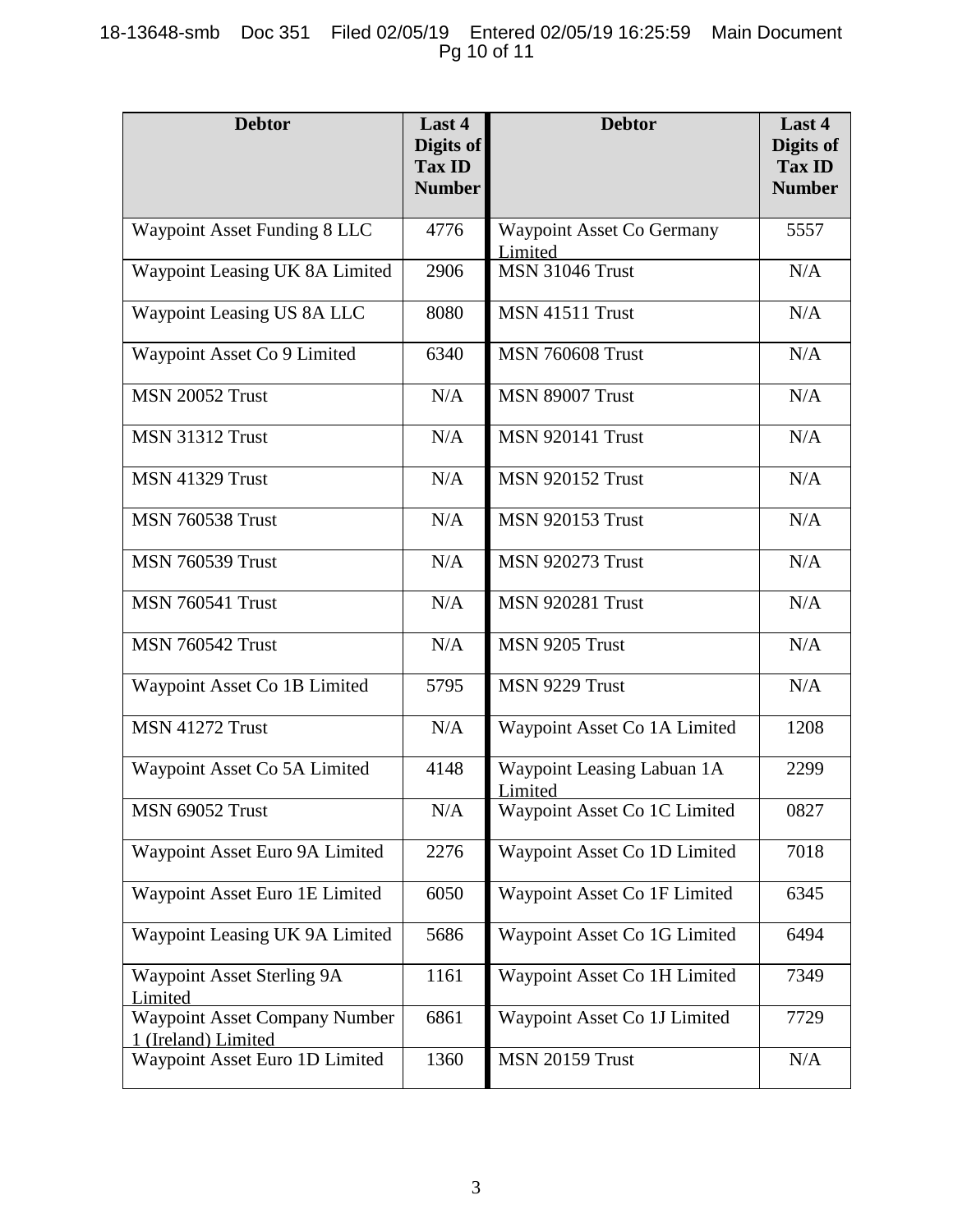| Debtor | Last 4 Digits of Tax ID Number | Debtor | Last 4 Digits of Tax ID Number |
|---|---|---|---|
| Waypoint Asset Funding 8 LLC | 4776 | Waypoint Asset Co Germany Limited | 5557 |
| Waypoint Leasing UK 8A Limited | 2906 | MSN 31046 Trust | N/A |
| Waypoint Leasing US 8A LLC | 8080 | MSN 41511 Trust | N/A |
| Waypoint Asset Co 9 Limited | 6340 | MSN 760608 Trust | N/A |
| MSN 20052 Trust | N/A | MSN 89007 Trust | N/A |
| MSN 31312 Trust | N/A | MSN 920141 Trust | N/A |
| MSN 41329 Trust | N/A | MSN 920152 Trust | N/A |
| MSN 760538 Trust | N/A | MSN 920153 Trust | N/A |
| MSN 760539 Trust | N/A | MSN 920273 Trust | N/A |
| MSN 760541 Trust | N/A | MSN 920281 Trust | N/A |
| MSN 760542 Trust | N/A | MSN 9205 Trust | N/A |
| Waypoint Asset Co 1B Limited | 5795 | MSN 9229 Trust | N/A |
| MSN 41272 Trust | N/A | Waypoint Asset Co 1A Limited | 1208 |
| Waypoint Asset Co 5A Limited | 4148 | Waypoint Leasing Labuan 1A Limited | 2299 |
| MSN 69052 Trust | N/A | Waypoint Asset Co 1C Limited | 0827 |
| Waypoint Asset Euro 9A Limited | 2276 | Waypoint Asset Co 1D Limited | 7018 |
| Waypoint Asset Euro 1E Limited | 6050 | Waypoint Asset Co 1F Limited | 6345 |
| Waypoint Leasing UK 9A Limited | 5686 | Waypoint Asset Co 1G Limited | 6494 |
| Waypoint Asset Sterling 9A Limited | 1161 | Waypoint Asset Co 1H Limited | 7349 |
| Waypoint Asset Company Number 1 (Ireland) Limited | 6861 | Waypoint Asset Co 1J Limited | 7729 |
| Waypoint Asset Euro 1D Limited | 1360 | MSN 20159 Trust | N/A |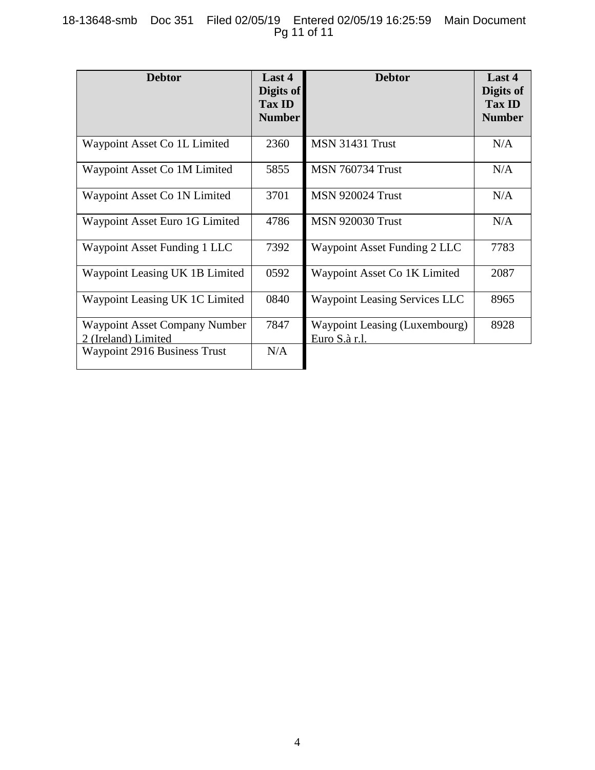| Debtor | Last 4 Digits of Tax ID Number | Debtor | Last 4 Digits of Tax ID Number |
|---|---|---|---|
| Waypoint Asset Co 1L Limited | 2360 | MSN 31431 Trust | N/A |
| Waypoint Asset Co 1M Limited | 5855 | MSN 760734 Trust | N/A |
| Waypoint Asset Co 1N Limited | 3701 | MSN 920024 Trust | N/A |
| Waypoint Asset Euro 1G Limited | 4786 | MSN 920030 Trust | N/A |
| Waypoint Asset Funding 1 LLC | 7392 | Waypoint Asset Funding 2 LLC | 7783 |
| Waypoint Leasing UK 1B Limited | 0592 | Waypoint Asset Co 1K Limited | 2087 |
| Waypoint Leasing UK 1C Limited | 0840 | Waypoint Leasing Services LLC | 8965 |
| Waypoint Asset Company Number 2 (Ireland) Limited | 7847 | Waypoint Leasing (Luxembourg) Euro S.à r.l. | 8928 |
| Waypoint 2916 Business Trust | N/A | | |